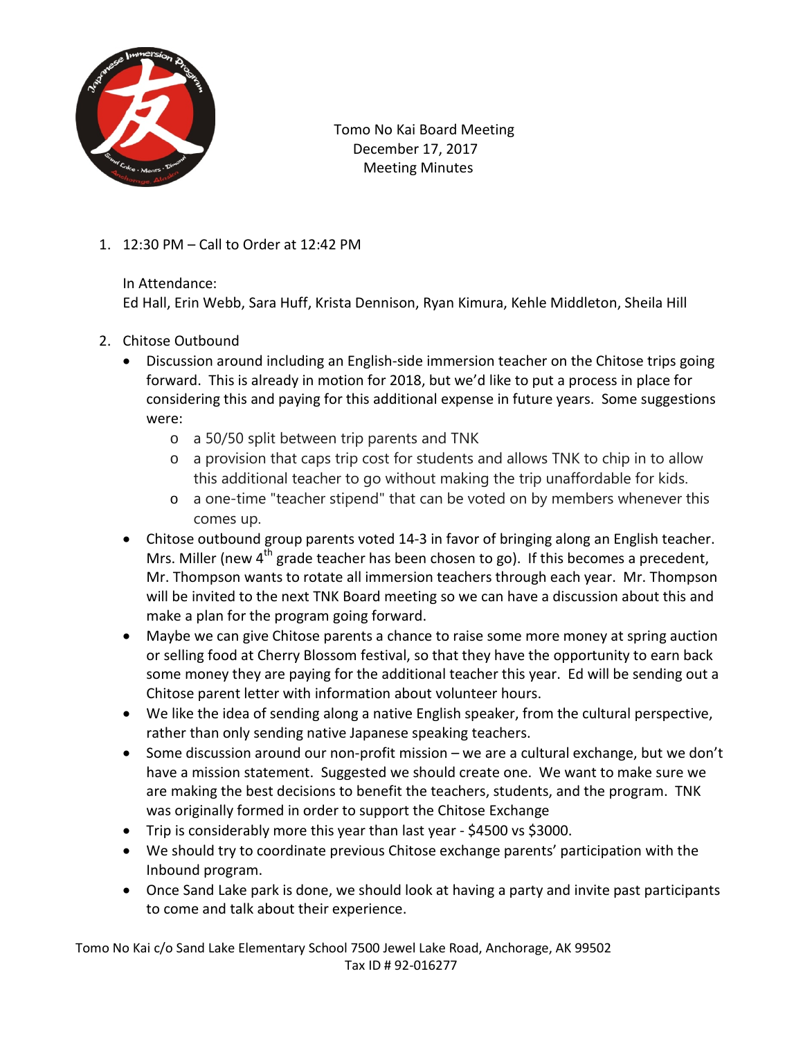Tomo No Kai Board Meeting
December 17, 2017
Meeting Minutes

1. 12:30 PM – Call to Order at 12:42 PM

   In Attendance:
   Ed Hall, Erin Webb, Sara Huff, Krista Dennison, Ryan Kimura, Kehle Middleton, Sheila Hill

2. Chitose Outbound
   - Discussion around including an English-side immersion teacher on the Chitose trips going forward. This is already in motion for 2018, but we'd like to put a process in place for considering this and paying for this additional expense in future years. Some suggestions were:
     - a 50/50 split between trip parents and TNK
     - a provision that caps trip cost for students and allows TNK to chip in to allow this additional teacher to go without making the trip unaffordable for kids.
     - a one-time "teacher stipend" that can be voted on by members whenever this comes up.
   - Chitose outbound group parents voted 14-3 in favor of bringing along an English teacher. Mrs. Miller (new 4th grade teacher has been chosen to go). If this becomes a precedent, Mr. Thompson wants to rotate all immersion teachers through each year. Mr. Thompson will be invited to the next TNK Board meeting so we can have a discussion about this and make a plan for the program going forward.
   - Maybe we can give Chitose parents a chance to raise some more money at spring auction or selling food at Cherry Blossom festival, so that they have the opportunity to earn back some money they are paying for the additional teacher this year. Ed will be sending out a Chitose parent letter with information about volunteer hours.
   - We like the idea of sending along a native English speaker, from the cultural perspective, rather than only sending native Japanese speaking teachers.
   - Some discussion around our non-profit mission – we are a cultural exchange, but we don't have a mission statement. Suggested we should create one. We want to make sure we are making the best decisions to benefit the teachers, students, and the program. TNK was originally formed in order to support the Chitose Exchange
   - Trip is considerably more this year than last year - $4500 vs $3000.
   - We should try to coordinate previous Chitose exchange parents' participation with the Inbound program.
   - Once Sand Lake park is done, we should look at having a party and invite past participants to come and talk about their experience.

Tomo No Kai c/o Sand Lake Elementary School 7500 Jewel Lake Road, Anchorage, AK 99502
Tax ID # 92-016277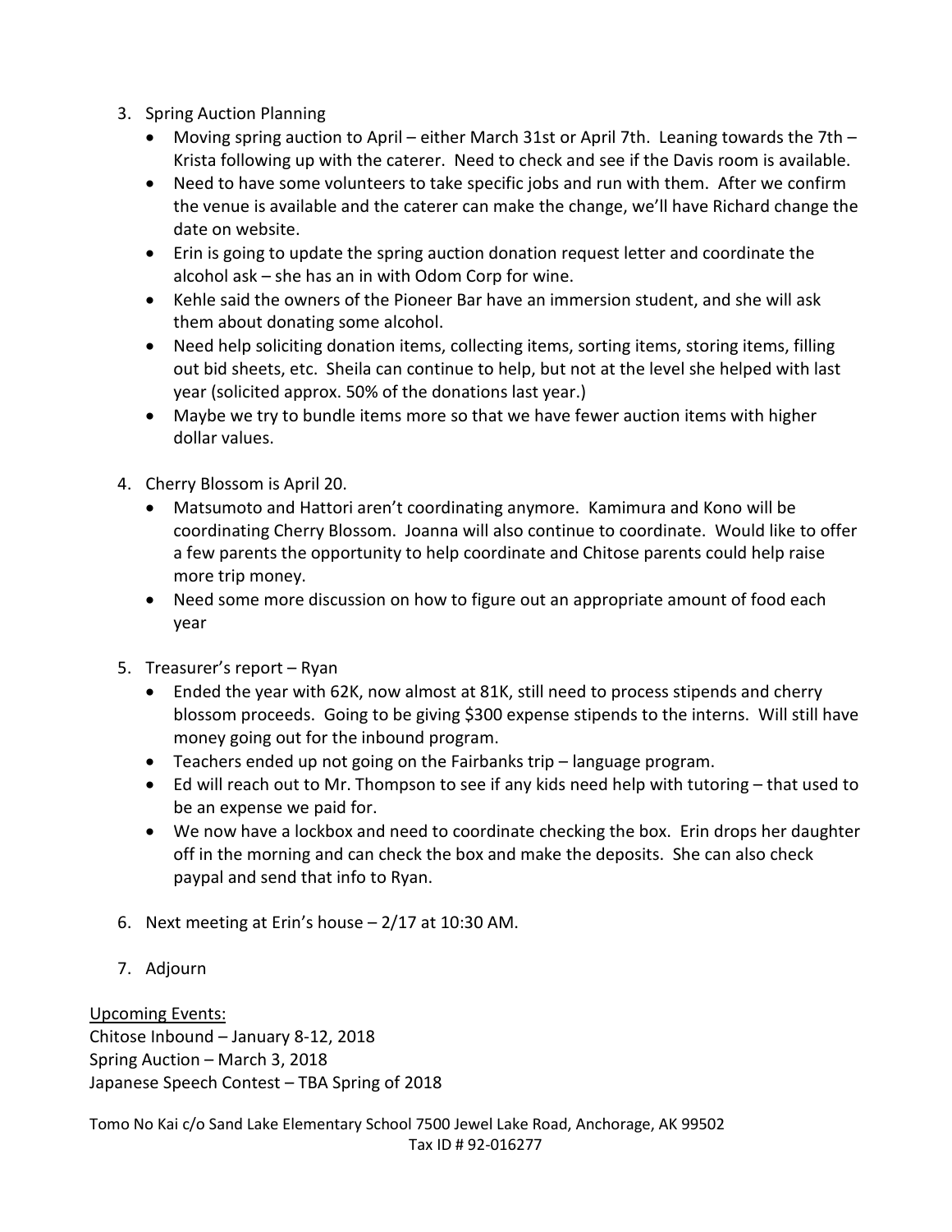3. Spring Auction Planning
   - Moving spring auction to April – either March 31st or April 7th. Leaning towards the 7th – Krista following up with the caterer. Need to check and see if the Davis room is available.
   - Need to have some volunteers to take specific jobs and run with them. After we confirm the venue is available and the caterer can make the change, we'll have Richard change the date on website.
   - Erin is going to update the spring auction donation request letter and coordinate the alcohol ask – she has an in with Odom Corp for wine.
   - Kehle said the owners of the Pioneer Bar have an immersion student, and she will ask them about donating some alcohol.
   - Need help soliciting donation items, collecting items, sorting items, storing items, filling out bid sheets, etc. Sheila can continue to help, but not at the level she helped with last year (solicited approx. 50% of the donations last year.)
   - Maybe we try to bundle items more so that we have fewer auction items with higher dollar values.

4. Cherry Blossom is April 20.
   - Matsumoto and Hattori aren't coordinating anymore. Kamimura and Kono will be coordinating Cherry Blossom. Joanna will also continue to coordinate. Would like to offer a few parents the opportunity to help coordinate and Chitose parents could help raise more trip money.
   - Need some more discussion on how to figure out an appropriate amount of food each year

5. Treasurer's report – Ryan
   - Ended the year with 62K, now almost at 81K, still need to process stipends and cherry blossom proceeds. Going to be giving $300 expense stipends to the interns. Will still have money going out for the inbound program.
   - Teachers ended up not going on the Fairbanks trip – language program.
   - Ed will reach out to Mr. Thompson to see if any kids need help with tutoring – that used to be an expense we paid for.
   - We now have a lockbox and need to coordinate checking the box. Erin drops her daughter off in the morning and can check the box and make the deposits. She can also check paypal and send that info to Ryan.

6. Next meeting at Erin's house – 2/17 at 10:30 AM.

7. Adjourn

<u>Upcoming Events:</u>
Chitose Inbound – January 8-12, 2018
Spring Auction – March 3, 2018
Japanese Speech Contest – TBA Spring of 2018

Tomo No Kai c/o Sand Lake Elementary School 7500 Jewel Lake Road, Anchorage, AK 99502
Tax ID # 92-016277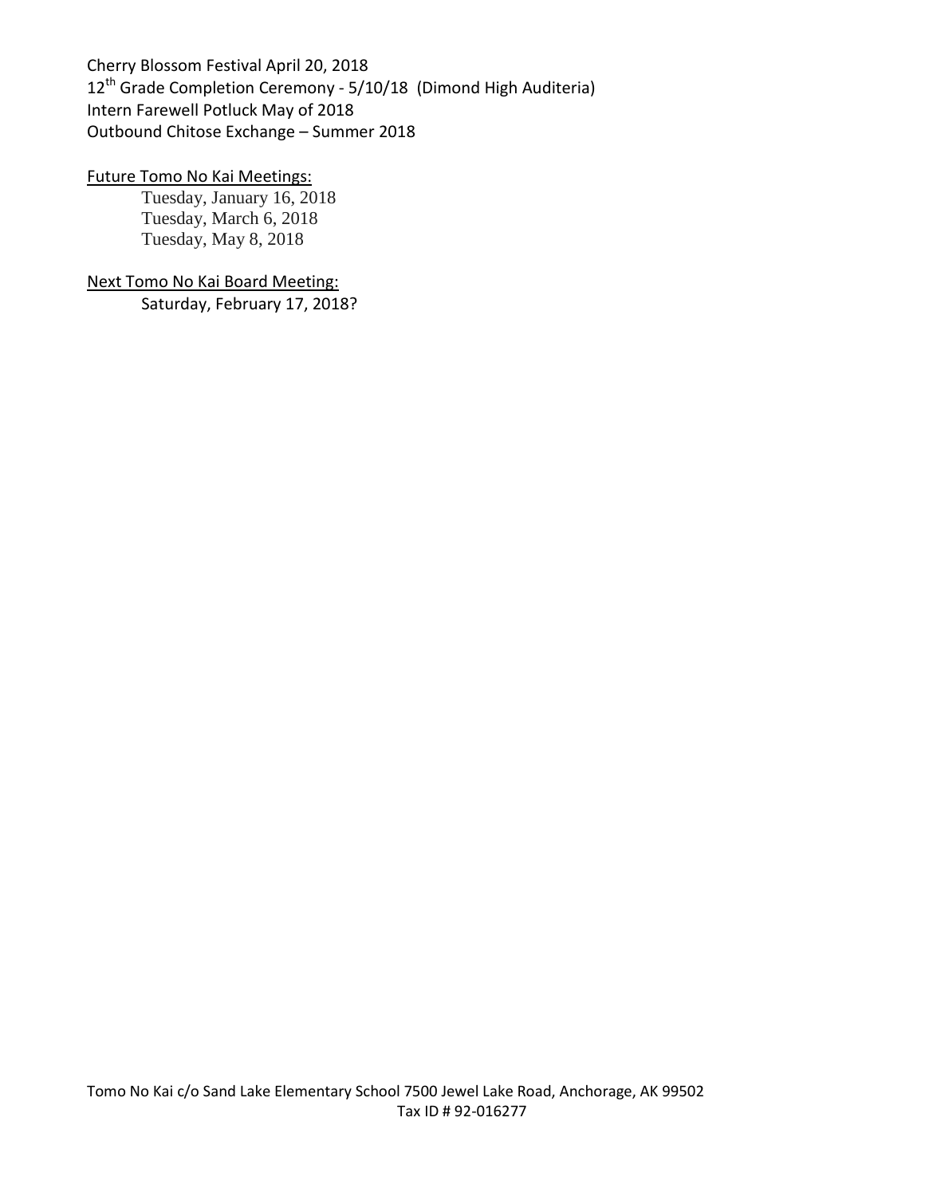Cherry Blossom Festival April 20, 2018
12th Grade Completion Ceremony - 5/10/18 (Dimond High Auditeria)
Intern Farewell Potluck May of 2018
Outbound Chitose Exchange – Summer 2018

<u>Future Tomo No Kai Meetings:</u>

Tuesday, January 16, 2018
Tuesday, March 6, 2018
Tuesday, May 8, 2018

<u>Next Tomo No Kai Board Meeting:</u>

Saturday, February 17, 2018?

Tomo No Kai c/o Sand Lake Elementary School 7500 Jewel Lake Road, Anchorage, AK 99502
Tax ID # 92-016277